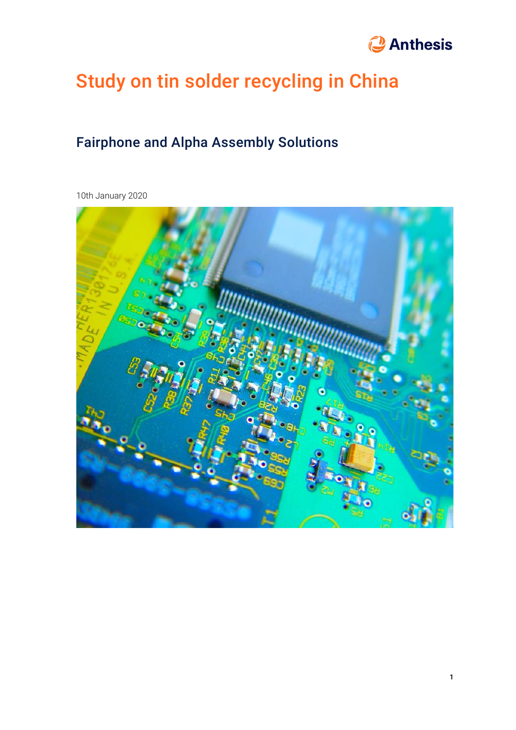# Study on tin solder recycling in China

## Fairphone and Alpha Assembly Solutions

10th January 2020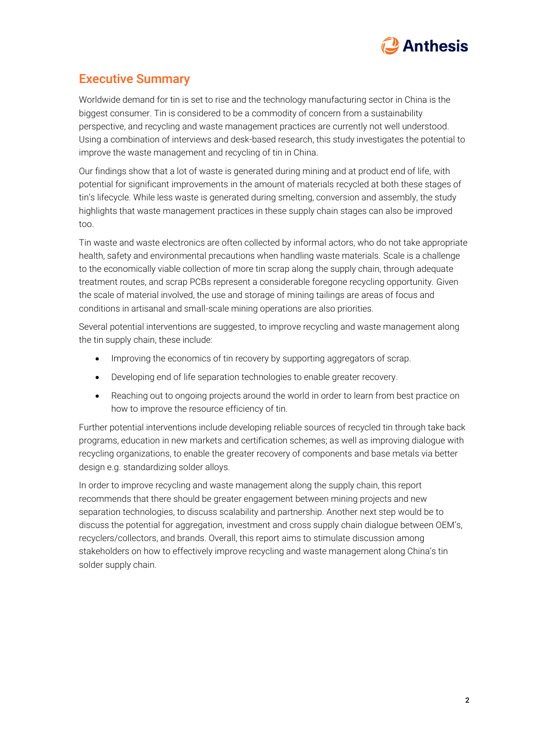## Executive Summary

Worldwide demand for tin is set to rise and the technology manufacturing sector in China is the biggest consumer. Tin is considered to be a commodity of concern from a sustainability perspective, and recycling and waste management practices are currently not well understood. Using a combination of interviews and desk-based research, this study investigates the potential to improve the waste management and recycling of tin in China.

Our findings show that a lot of waste is generated during mining and at product end of life, with potential for significant improvements in the amount of materials recycled at both these stages of tin's lifecycle. While less waste is generated during smelting, conversion and assembly, the study highlights that waste management practices in these supply chain stages can also be improved too.

Tin waste and waste electronics are often collected by informal actors, who do not take appropriate health, safety and environmental precautions when handling waste materials. Scale is a challenge to the economically viable collection of more tin scrap along the supply chain, through adequate treatment routes, and scrap PCBs represent a considerable foregone recycling opportunity. Given the scale of material involved, the use and storage of mining tailings are areas of focus and conditions in artisanal and small-scale mining operations are also priorities.

Several potential interventions are suggested, to improve recycling and waste management along the tin supply chain, these include:

- Improving the economics of tin recovery by supporting aggregators of scrap.
- Developing end of life separation technologies to enable greater recovery.
- Reaching out to ongoing projects around the world in order to learn from best practice on how to improve the resource efficiency of tin.

Further potential interventions include developing reliable sources of recycled tin through take back programs, education in new markets and certification schemes; as well as improving dialogue with recycling organizations, to enable the greater recovery of components and base metals via better design e.g. standardizing solder alloys.

In order to improve recycling and waste management along the supply chain, this report recommends that there should be greater engagement between mining projects and new separation technologies, to discuss scalability and partnership. Another next step would be to discuss the potential for aggregation, investment and cross supply chain dialogue between OEM's, recyclers/collectors, and brands. Overall, this report aims to stimulate discussion among stakeholders on how to effectively improve recycling and waste management along China's tin solder supply chain.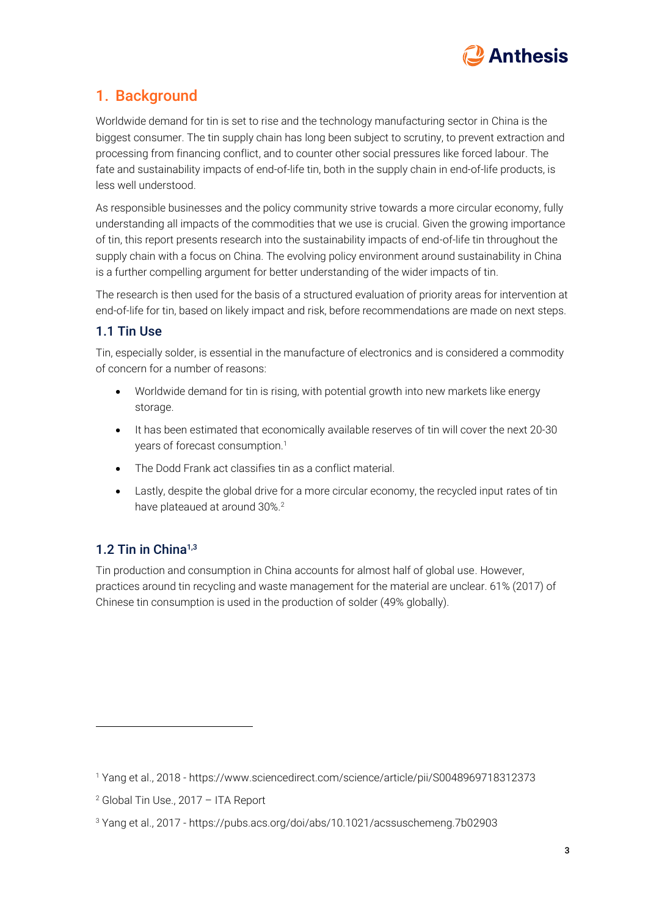# 1. Background

Worldwide demand for tin is set to rise and the technology manufacturing sector in China is the biggest consumer. The tin supply chain has long been subject to scrutiny, to prevent extraction and processing from financing conflict, and to counter other social pressures like forced labour. The fate and sustainability impacts of end-of-life tin, both in the supply chain in end-of-life products, is less well understood.

As responsible businesses and the policy community strive towards a more circular economy, fully understanding all impacts of the commodities that we use is crucial. Given the growing importance of tin, this report presents research into the sustainability impacts of end-of-life tin throughout the supply chain with a focus on China. The evolving policy environment around sustainability in China is a further compelling argument for better understanding of the wider impacts of tin.

The research is then used for the basis of a structured evaluation of priority areas for intervention at end-of-life for tin, based on likely impact and risk, before recommendations are made on next steps.

## 1.1 Tin Use

Tin, especially solder, is essential in the manufacture of electronics and is considered a commodity of concern for a number of reasons:

- Worldwide demand for tin is rising, with potential growth into new markets like energy storage.
- It has been estimated that economically available reserves of tin will cover the next 20-30 years of forecast consumption.[1]
- The Dodd Frank act classifies tin as a conflict material.
- Lastly, despite the global drive for a more circular economy, the recycled input rates of tin have plateaued at around 30%.[2]

## 1.2 Tin in China[1,3]

Tin production and consumption in China accounts for almost half of global use. However, practices around tin recycling and waste management for the material are unclear. 61% (2017) of Chinese tin consumption is used in the production of solder (49% globally).

---

[1] Yang et al., 2018 - https://www.sciencedirect.com/science/article/pii/S0048969718312373

[2] Global Tin Use., 2017 – ITA Report

[3] Yang et al., 2017 - https://pubs.acs.org/doi/abs/10.1021/acssuschemeng.7b02903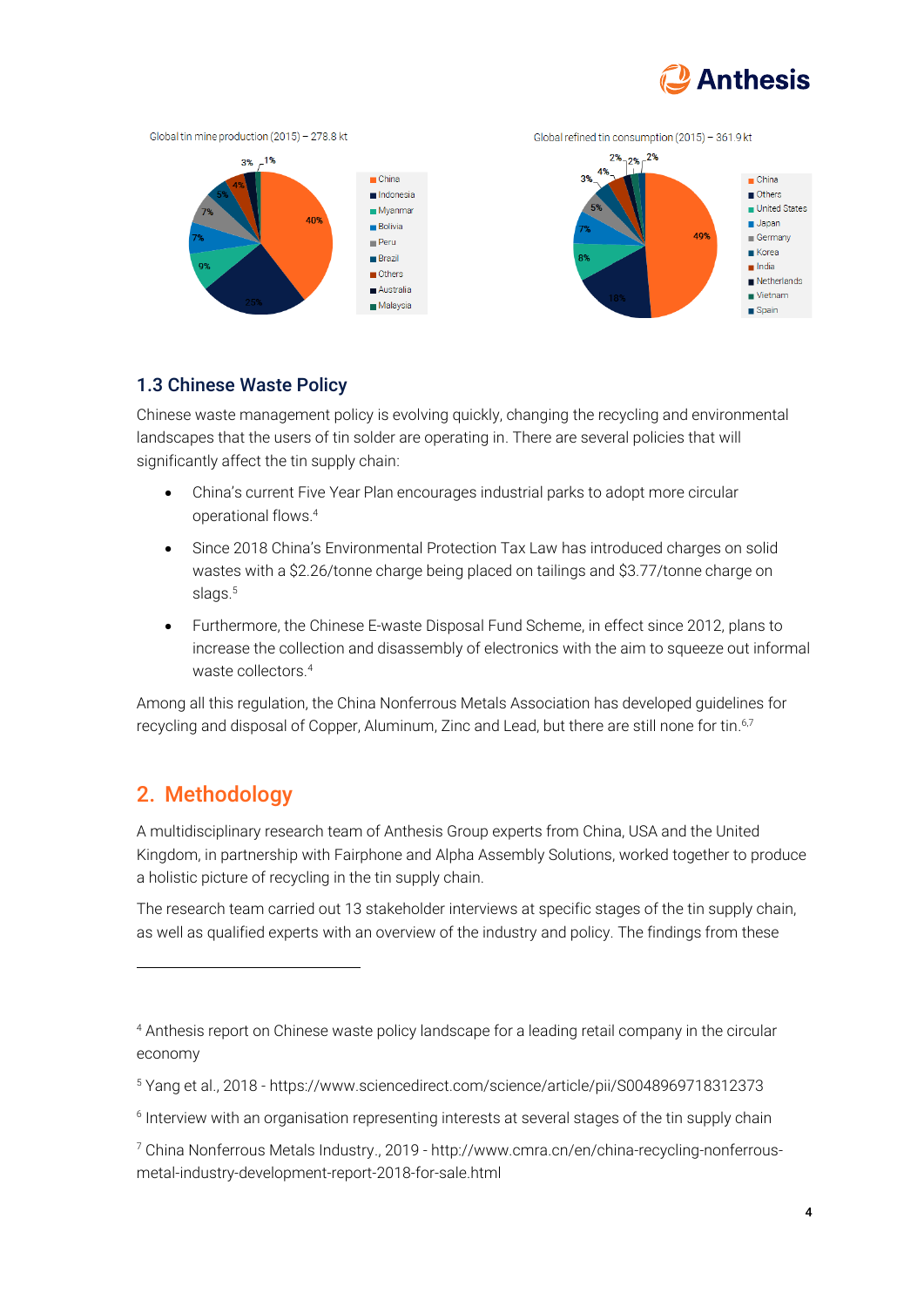Global tin mine production (2015) – 278.8 kt

Global refined tin consumption (2015) – 361.9 kt

### 1.3 Chinese Waste Policy

Chinese waste management policy is evolving quickly, changing the recycling and environmental landscapes that the users of tin solder are operating in. There are several policies that will significantly affect the tin supply chain:

- China's current Five Year Plan encourages industrial parks to adopt more circular operational flows.[4]
- Since 2018 China's Environmental Protection Tax Law has introduced charges on solid wastes with a $2.26/tonne charge being placed on tailings and $3.77/tonne charge on slags.[5]
- Furthermore, the Chinese E-waste Disposal Fund Scheme, in effect since 2012, plans to increase the collection and disassembly of electronics with the aim to squeeze out informal waste collectors.[4]

Among all this regulation, the China Nonferrous Metals Association has developed guidelines for recycling and disposal of Copper, Aluminum, Zinc and Lead, but there are still none for tin.[6,7]

## 2. Methodology

A multidisciplinary research team of Anthesis Group experts from China, USA and the United Kingdom, in partnership with Fairphone and Alpha Assembly Solutions, worked together to produce a holistic picture of recycling in the tin supply chain.

The research team carried out 13 stakeholder interviews at specific stages of the tin supply chain, as well as qualified experts with an overview of the industry and policy. The findings from these

---

[4] Anthesis report on Chinese waste policy landscape for a leading retail company in the circular economy

[5] Yang et al., 2018 - https://www.sciencedirect.com/science/article/pii/S0048969718312373

[6] Interview with an organisation representing interests at several stages of the tin supply chain

[7] China Nonferrous Metals Industry., 2019 - http://www.cmra.cn/en/china-recycling-nonferrous-metal-industry-development-report-2018-for-sale.html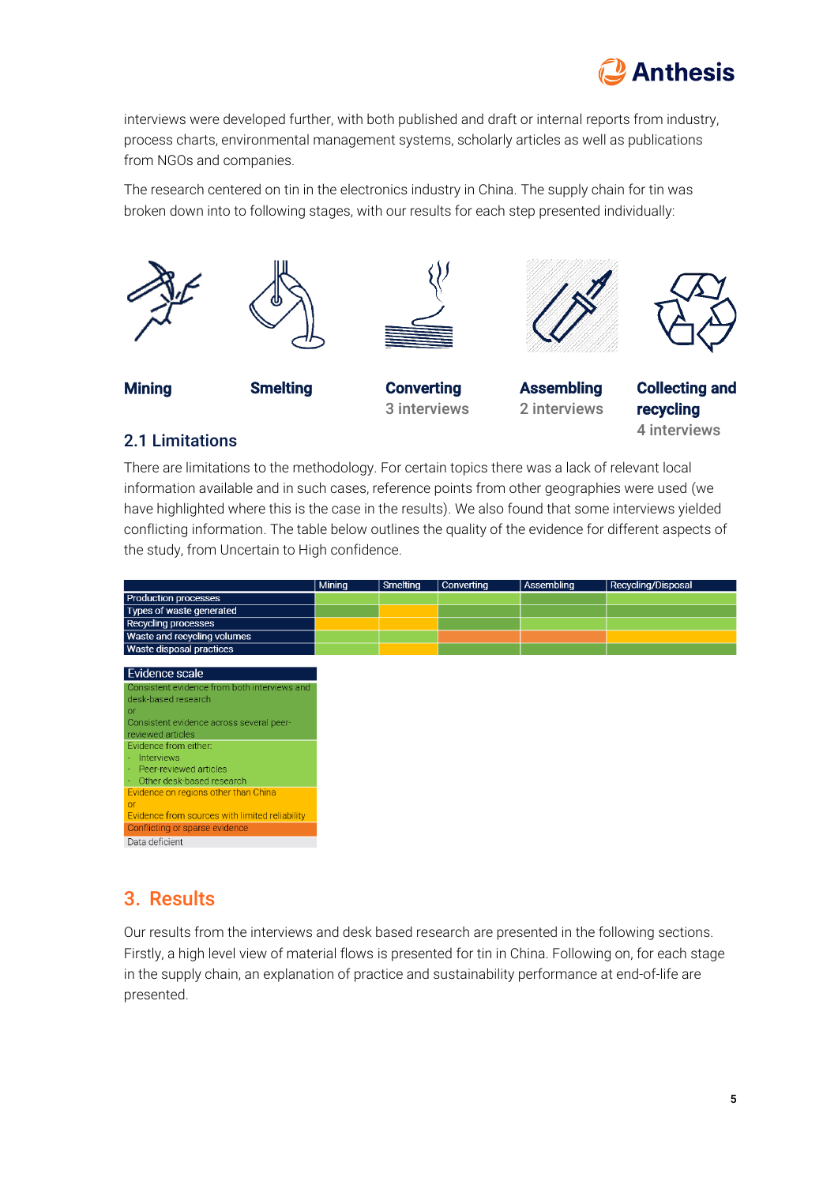interviews were developed further, with both published and draft or internal reports from industry, process charts, environmental management systems, scholarly articles as well as publications from NGOs and companies.

The research centered on tin in the electronics industry in China. The supply chain for tin was broken down into to following stages, with our results for each step presented individually:

| Mining | Smelting | Converting | Assembling | Collecting and recycling |
|---|---|---|---|---|
| | | 3 interviews | 2 interviews | 4 interviews |

## 2.1 Limitations

There are limitations to the methodology. For certain topics there was a lack of relevant local information available and in such cases, reference points from other geographies were used (we have highlighted where this is the case in the results). We also found that some interviews yielded conflicting information. The table below outlines the quality of the evidence for different aspects of the study, from Uncertain to High confidence.

| | Mining | Smelting | Converting | Assembling | Recycling/Disposal |
|---|---|---|---|---|---|
| Production processes | | | | | |
| Types of waste generated | | | | | |
| Recycling processes | | | | | |
| Waste and recycling volumes | | | | | |
| Waste disposal practices | | | | | |

| Evidence scale |
|---|
| Consistent evidence from both interviews and desk-based research or Consistent evidence across several peer-reviewed articles |
| Evidence from either: - Interviews - Peer-reviewed articles - Other desk-based research |
| Evidence on regions other than China or Evidence from sources with limited reliability |
| Conflicting or sparse evidence |
| Data deficient |

# 3. Results

Our results from the interviews and desk based research are presented in the following sections. Firstly, a high level view of material flows is presented for tin in China. Following on, for each stage in the supply chain, an explanation of practice and sustainability performance at end-of-life are presented.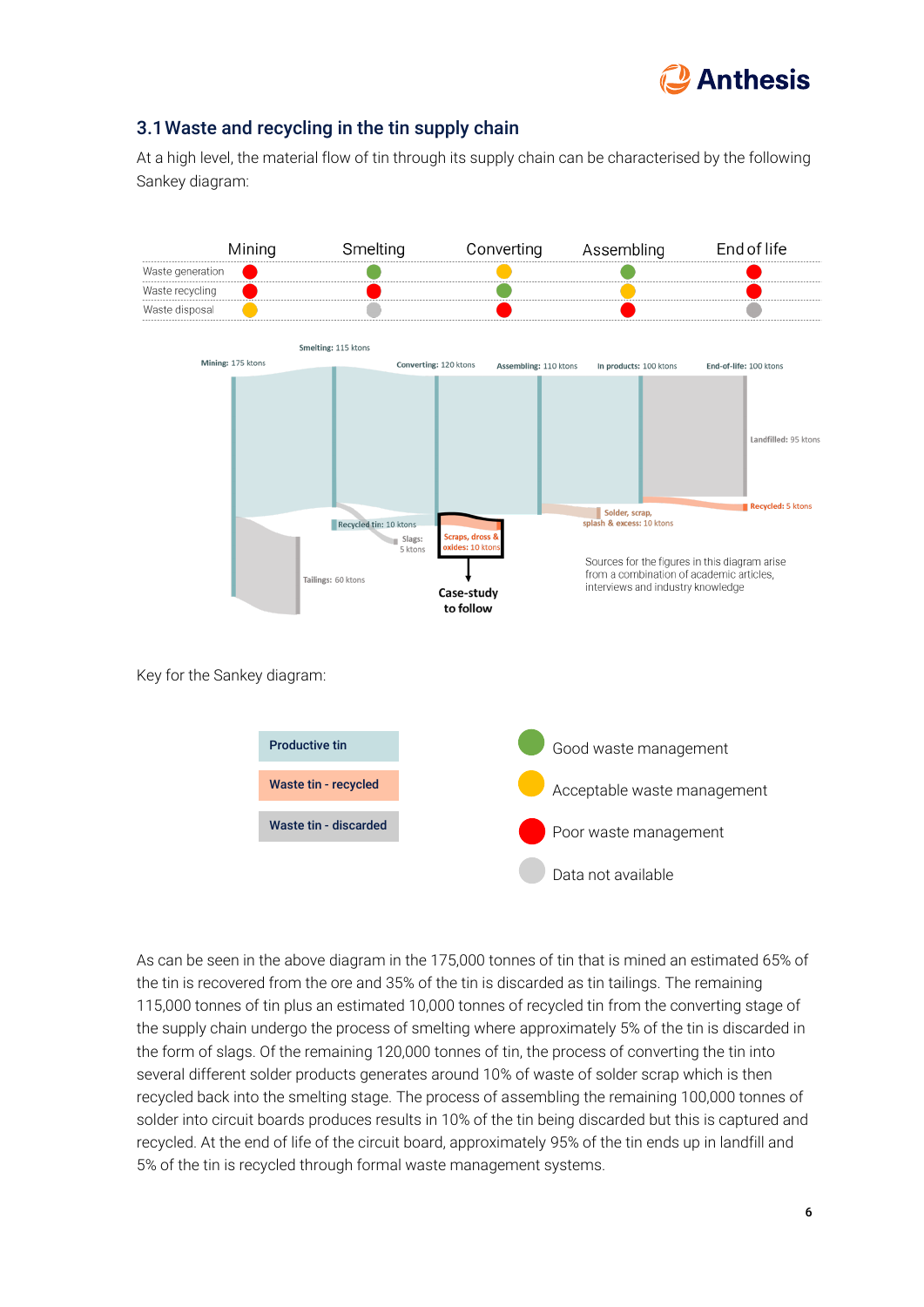## 3.1 Waste and recycling in the tin supply chain

At a high level, the material flow of tin through its supply chain can be characterised by the following Sankey diagram:

| | Mining | Smelting | Converting | Assembling | End of life |
|---|---|---|---|---|---|
| Waste generation | Red | Green | Yellow | Green | Red |
| Waste recycling | Red | Red | Green | Yellow | Red |
| Waste disposal | Yellow | Grey | Red | Red | Grey |

Mining: 175 ktons
Smelting: 115 ktons
Converting: 120 ktons
Assembling: 110 ktons
In products: 100 ktons
End-of-life: 100 ktons
Landfilled: 95 ktons
Recycled: 5 ktons
Solder, scrap, splash & excess: 10 ktons
Recycled tin: 10 ktons
Slags: 5 ktons
Scraps, dross & oxides: 10 ktons
Tailings: 60 ktons

Case-study to follow

Sources for the figures in this diagram arise from a combination of academic articles, interviews and industry knowledge

Key for the Sankey diagram:

- Productive tin
- Waste tin - recycled
- Waste tin - discarded

- Green: Good waste management
- Yellow: Acceptable waste management
- Red: Poor waste management
- Grey: Data not available

As can be seen in the above diagram in the 175,000 tonnes of tin that is mined an estimated 65% of the tin is recovered from the ore and 35% of the tin is discarded as tin tailings. The remaining 115,000 tonnes of tin plus an estimated 10,000 tonnes of recycled tin from the converting stage of the supply chain undergo the process of smelting where approximately 5% of the tin is discarded in the form of slags. Of the remaining 120,000 tonnes of tin, the process of converting the tin into several different solder products generates around 10% of waste of solder scrap which is then recycled back into the smelting stage. The process of assembling the remaining 100,000 tonnes of solder into circuit boards produces results in 10% of the tin being discarded but this is captured and recycled. At the end of life of the circuit board, approximately 95% of the tin ends up in landfill and 5% of the tin is recycled through formal waste management systems.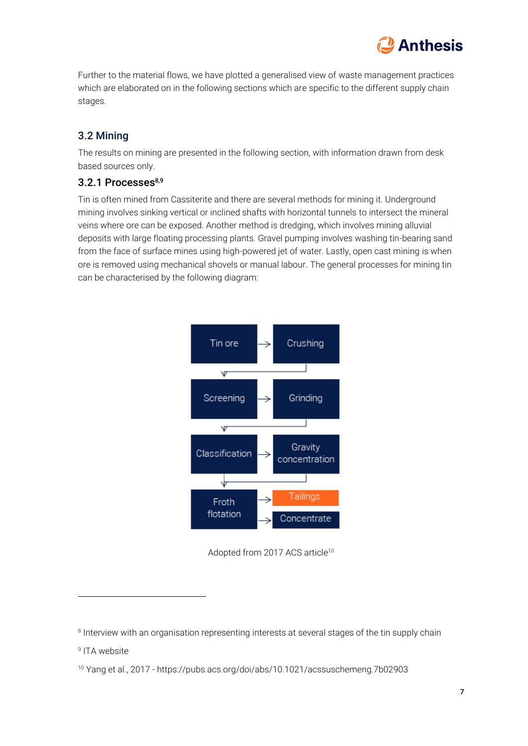Further to the material flows, we have plotted a generalised view of waste management practices which are elaborated on in the following sections which are specific to the different supply chain stages.

## 3.2 Mining

The results on mining are presented in the following section, with information drawn from desk based sources only.

### 3.2.1 Processes[8,9]

Tin is often mined from Cassiterite and there are several methods for mining it. Underground mining involves sinking vertical or inclined shafts with horizontal tunnels to intersect the mineral veins where ore can be exposed. Another method is dredging, which involves mining alluvial deposits with large floating processing plants. Gravel pumping involves washing tin-bearing sand from the face of surface mines using high-powered jet of water. Lastly, open cast mining is when ore is removed using mechanical shovels or manual labour. The general processes for mining tin can be characterised by the following diagram:

Tin ore → Crushing → Screening → Grinding → Classification → Gravity concentration → Froth flotation → Tailings / Concentrate

Adopted from 2017 ACS article[10]

---

[8] Interview with an organisation representing interests at several stages of the tin supply chain

[9] ITA website

[10] Yang et al., 2017 - https://pubs.acs.org/doi/abs/10.1021/acssuschemeng.7b02903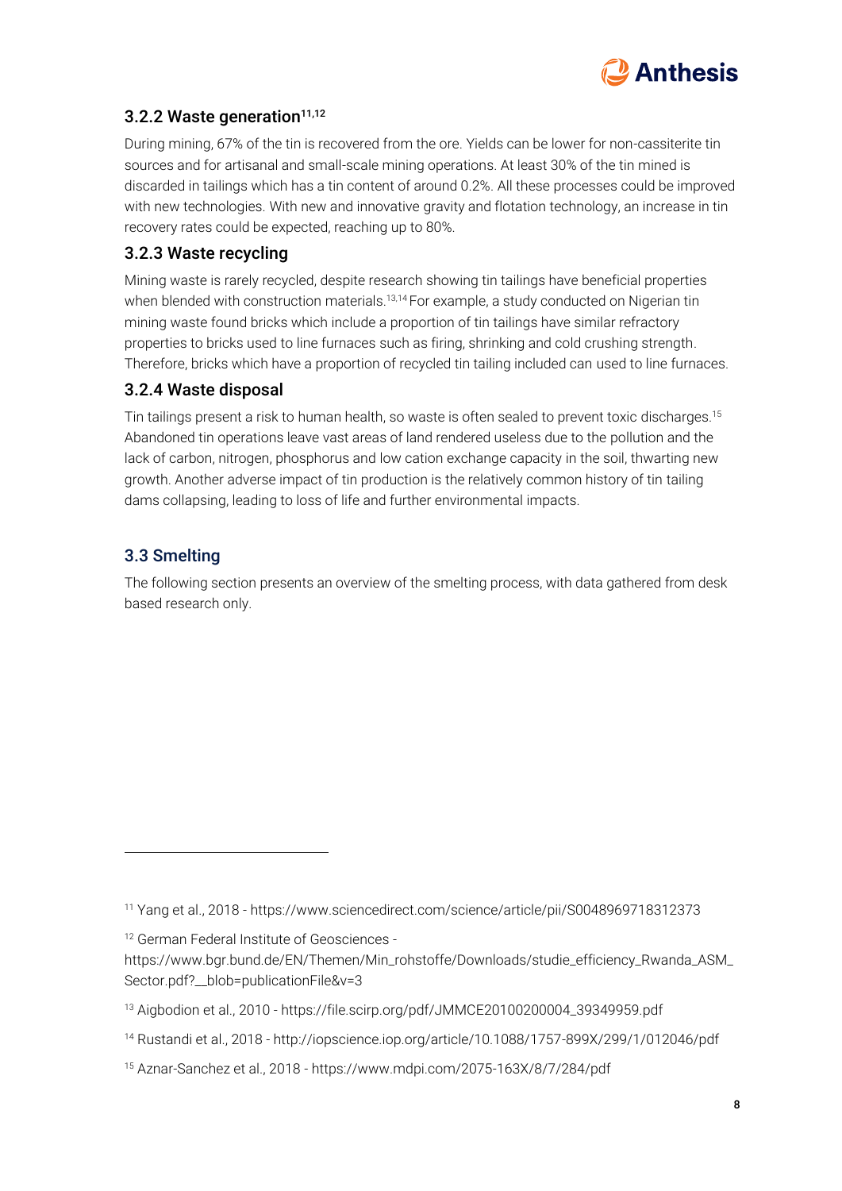### 3.2.2 Waste generation[11,12]

During mining, 67% of the tin is recovered from the ore. Yields can be lower for non-cassiterite tin sources and for artisanal and small-scale mining operations. At least 30% of the tin mined is discarded in tailings which has a tin content of around 0.2%. All these processes could be improved with new technologies. With new and innovative gravity and flotation technology, an increase in tin recovery rates could be expected, reaching up to 80%.

### 3.2.3 Waste recycling

Mining waste is rarely recycled, despite research showing tin tailings have beneficial properties when blended with construction materials.[13,14] For example, a study conducted on Nigerian tin mining waste found bricks which include a proportion of tin tailings have similar refractory properties to bricks used to line furnaces such as firing, shrinking and cold crushing strength. Therefore, bricks which have a proportion of recycled tin tailing included can used to line furnaces.

### 3.2.4 Waste disposal

Tin tailings present a risk to human health, so waste is often sealed to prevent toxic discharges.[15] Abandoned tin operations leave vast areas of land rendered useless due to the pollution and the lack of carbon, nitrogen, phosphorus and low cation exchange capacity in the soil, thwarting new growth. Another adverse impact of tin production is the relatively common history of tin tailing dams collapsing, leading to loss of life and further environmental impacts.

## 3.3 Smelting

The following section presents an overview of the smelting process, with data gathered from desk based research only.

---

[11] Yang et al., 2018 - https://www.sciencedirect.com/science/article/pii/S0048969718312373

[12] German Federal Institute of Geosciences - https://www.bgr.bund.de/EN/Themen/Min_rohstoffe/Downloads/studie_efficiency_Rwanda_ASM_Sector.pdf?__blob=publicationFile&v=3

[13] Aigbodion et al., 2010 - https://file.scirp.org/pdf/JMMCE20100200004_39349959.pdf

[14] Rustandi et al., 2018 - http://iopscience.iop.org/article/10.1088/1757-899X/299/1/012046/pdf

[15] Aznar-Sanchez et al., 2018 - https://www.mdpi.com/2075-163X/8/7/284/pdf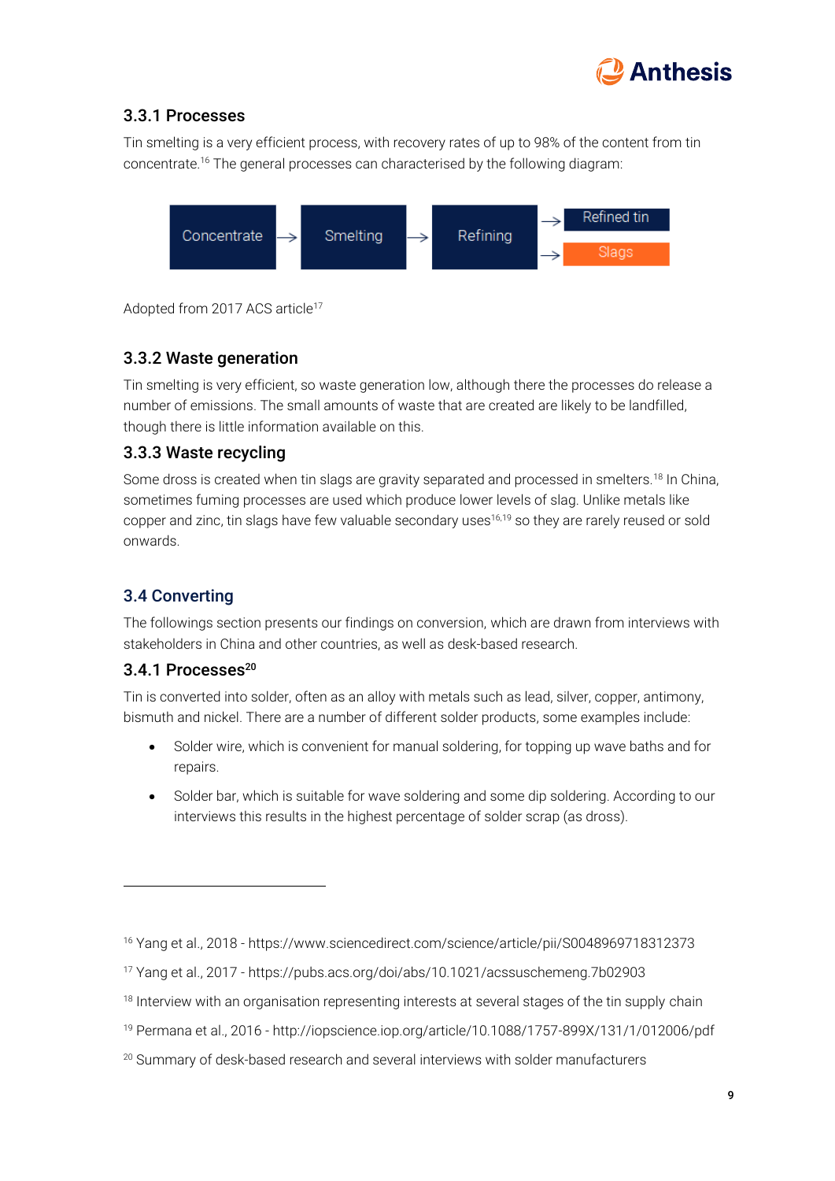### 3.3.1 Processes

Tin smelting is a very efficient process, with recovery rates of up to 98% of the content from tin concentrate.[16] The general processes can characterised by the following diagram:

Concentrate → Smelting → Refining → Refined tin / Slags

Adopted from 2017 ACS article[17]

### 3.3.2 Waste generation

Tin smelting is very efficient, so waste generation low, although there the processes do release a number of emissions. The small amounts of waste that are created are likely to be landfilled, though there is little information available on this.

### 3.3.3 Waste recycling

Some dross is created when tin slags are gravity separated and processed in smelters.[18] In China, sometimes fuming processes are used which produce lower levels of slag. Unlike metals like copper and zinc, tin slags have few valuable secondary uses[16,19] so they are rarely reused or sold onwards.

## 3.4 Converting

The followings section presents our findings on conversion, which are drawn from interviews with stakeholders in China and other countries, as well as desk-based research.

### 3.4.1 Processes[20]

Tin is converted into solder, often as an alloy with metals such as lead, silver, copper, antimony, bismuth and nickel. There are a number of different solder products, some examples include:

- Solder wire, which is convenient for manual soldering, for topping up wave baths and for repairs.
- Solder bar, which is suitable for wave soldering and some dip soldering. According to our interviews this results in the highest percentage of solder scrap (as dross).

---

[16] Yang et al., 2018 - https://www.sciencedirect.com/science/article/pii/S0048969718312373

[17] Yang et al., 2017 - https://pubs.acs.org/doi/abs/10.1021/acssuschemeng.7b02903

[18] Interview with an organisation representing interests at several stages of the tin supply chain

[19] Permana et al., 2016 - http://iopscience.iop.org/article/10.1088/1757-899X/131/1/012006/pdf

[20] Summary of desk-based research and several interviews with solder manufacturers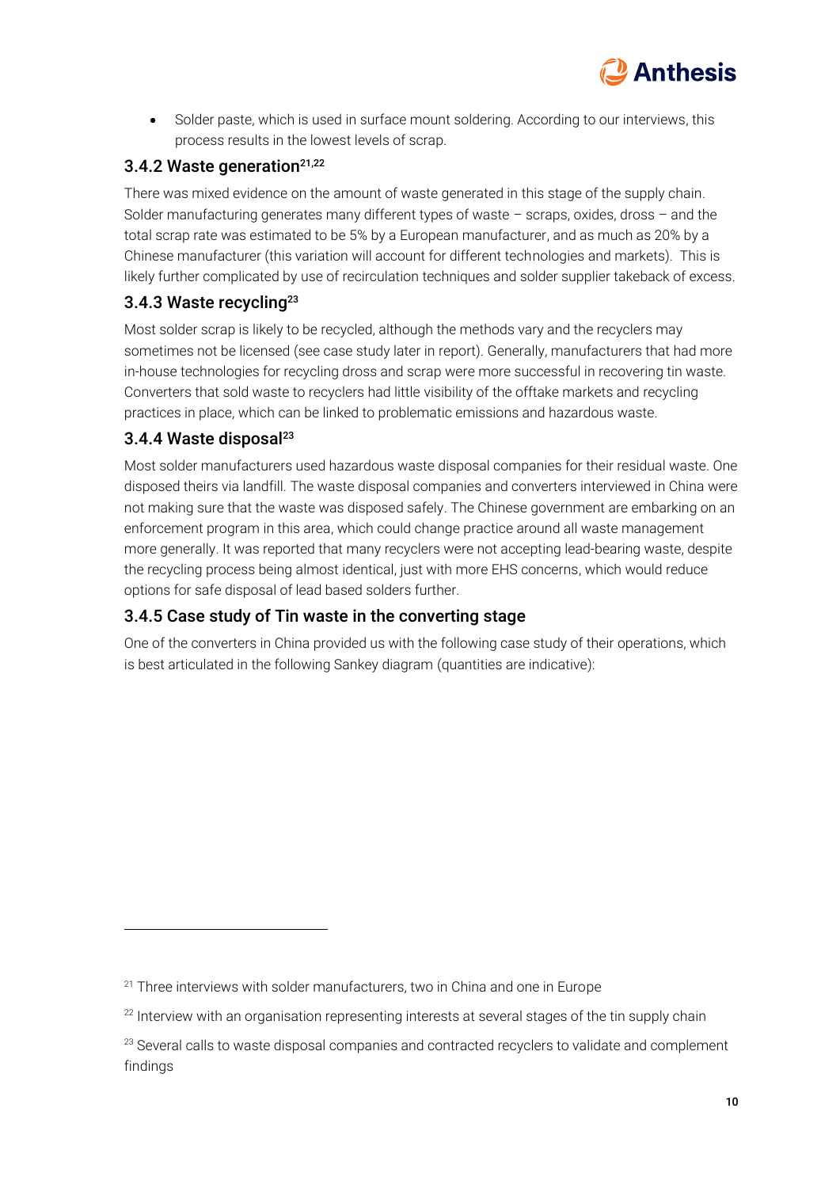- Solder paste, which is used in surface mount soldering. According to our interviews, this process results in the lowest levels of scrap.

### 3.4.2 Waste generation[21,22]

There was mixed evidence on the amount of waste generated in this stage of the supply chain. Solder manufacturing generates many different types of waste – scraps, oxides, dross – and the total scrap rate was estimated to be 5% by a European manufacturer, and as much as 20% by a Chinese manufacturer (this variation will account for different technologies and markets). This is likely further complicated by use of recirculation techniques and solder supplier takeback of excess.

### 3.4.3 Waste recycling[23]

Most solder scrap is likely to be recycled, although the methods vary and the recyclers may sometimes not be licensed (see case study later in report). Generally, manufacturers that had more in-house technologies for recycling dross and scrap were more successful in recovering tin waste. Converters that sold waste to recyclers had little visibility of the offtake markets and recycling practices in place, which can be linked to problematic emissions and hazardous waste.

### 3.4.4 Waste disposal[23]

Most solder manufacturers used hazardous waste disposal companies for their residual waste. One disposed theirs via landfill. The waste disposal companies and converters interviewed in China were not making sure that the waste was disposed safely. The Chinese government are embarking on an enforcement program in this area, which could change practice around all waste management more generally. It was reported that many recyclers were not accepting lead-bearing waste, despite the recycling process being almost identical, just with more EHS concerns, which would reduce options for safe disposal of lead based solders further.

### 3.4.5 Case study of Tin waste in the converting stage

One of the converters in China provided us with the following case study of their operations, which is best articulated in the following Sankey diagram (quantities are indicative):

---

[21] Three interviews with solder manufacturers, two in China and one in Europe

[22] Interview with an organisation representing interests at several stages of the tin supply chain

[23] Several calls to waste disposal companies and contracted recyclers to validate and complement findings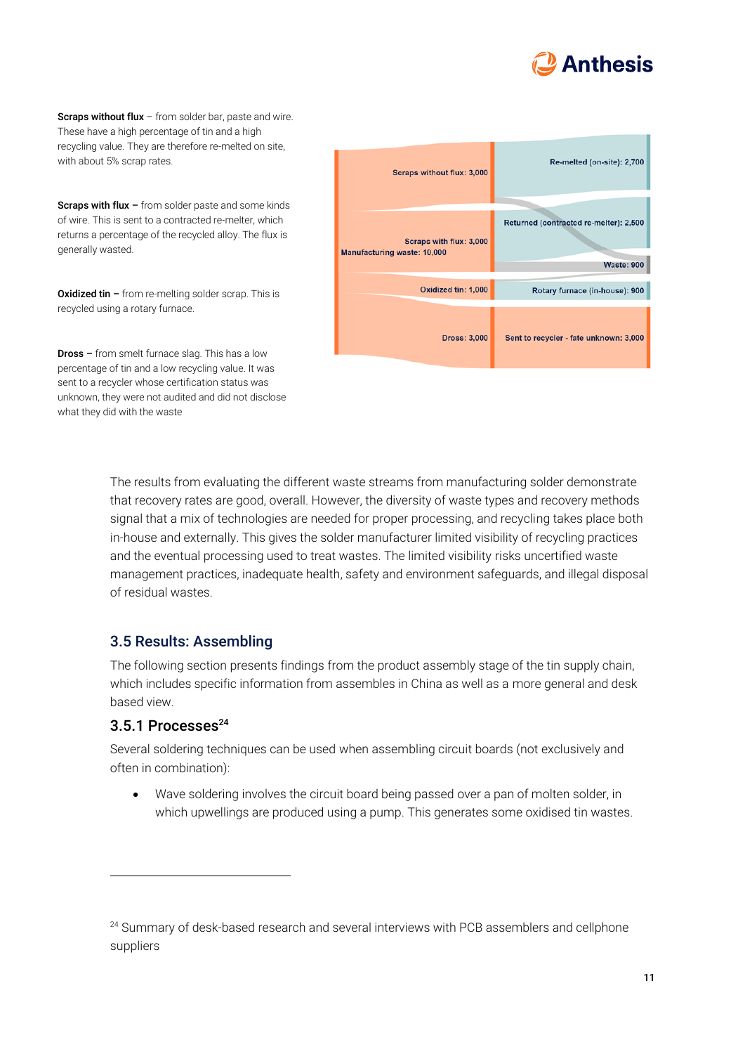**Scraps without flux** – from solder bar, paste and wire. These have a high percentage of tin and a high recycling value. They are therefore re-melted on site, with about 5% scrap rates.

**Scraps with flux –** from solder paste and some kinds of wire. This is sent to a contracted re-melter, which returns a percentage of the recycled alloy. The flux is generally wasted.

**Oxidized tin –** from re-melting solder scrap. This is recycled using a rotary furnace.

**Dross –** from smelt furnace slag. This has a low percentage of tin and a low recycling value. It was sent to a recycler whose certification status was unknown, they were not audited and did not disclose what they did with the waste

Manufacturing waste: 10,000

Scraps without flux: 3,000

Scraps with flux: 3,000

Oxidized tin: 1,000

Dross: 3,000

Re-melted (on-site): 2,700

Returned (contracted re-melter): 2,500

Waste: 900

Rotary furnace (in-house): 900

Sent to recycler - fate unknown: 3,000

The results from evaluating the different waste streams from manufacturing solder demonstrate that recovery rates are good, overall. However, the diversity of waste types and recovery methods signal that a mix of technologies are needed for proper processing, and recycling takes place both in-house and externally. This gives the solder manufacturer limited visibility of recycling practices and the eventual processing used to treat wastes. The limited visibility risks uncertified waste management practices, inadequate health, safety and environment safeguards, and illegal disposal of residual wastes.

## 3.5 Results: Assembling

The following section presents findings from the product assembly stage of the tin supply chain, which includes specific information from assembles in China as well as a more general and desk based view.

### 3.5.1 Processes[24]

Several soldering techniques can be used when assembling circuit boards (not exclusively and often in combination):

- Wave soldering involves the circuit board being passed over a pan of molten solder, in which upwellings are produced using a pump. This generates some oxidised tin wastes.

[24] Summary of desk-based research and several interviews with PCB assemblers and cellphone suppliers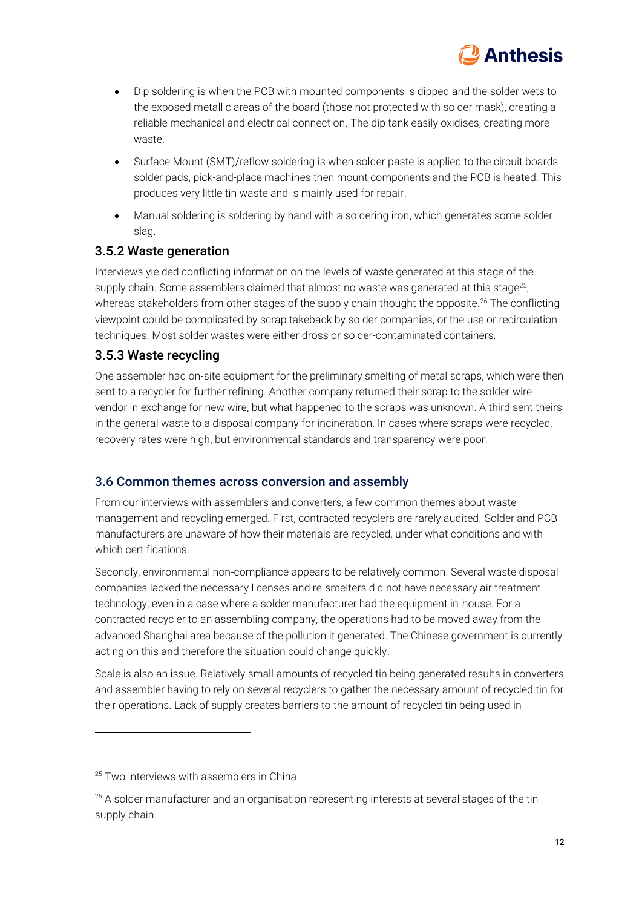- Dip soldering is when the PCB with mounted components is dipped and the solder wets to the exposed metallic areas of the board (those not protected with solder mask), creating a reliable mechanical and electrical connection. The dip tank easily oxidises, creating more waste.
- Surface Mount (SMT)/reflow soldering is when solder paste is applied to the circuit boards solder pads, pick-and-place machines then mount components and the PCB is heated. This produces very little tin waste and is mainly used for repair.
- Manual soldering is soldering by hand with a soldering iron, which generates some solder slag.

### 3.5.2 Waste generation

Interviews yielded conflicting information on the levels of waste generated at this stage of the supply chain. Some assemblers claimed that almost no waste was generated at this stage[25], whereas stakeholders from other stages of the supply chain thought the opposite.[26] The conflicting viewpoint could be complicated by scrap takeback by solder companies, or the use or recirculation techniques. Most solder wastes were either dross or solder-contaminated containers.

### 3.5.3 Waste recycling

One assembler had on-site equipment for the preliminary smelting of metal scraps, which were then sent to a recycler for further refining. Another company returned their scrap to the solder wire vendor in exchange for new wire, but what happened to the scraps was unknown. A third sent theirs in the general waste to a disposal company for incineration. In cases where scraps were recycled, recovery rates were high, but environmental standards and transparency were poor.

## 3.6 Common themes across conversion and assembly

From our interviews with assemblers and converters, a few common themes about waste management and recycling emerged. First, contracted recyclers are rarely audited. Solder and PCB manufacturers are unaware of how their materials are recycled, under what conditions and with which certifications.

Secondly, environmental non-compliance appears to be relatively common. Several waste disposal companies lacked the necessary licenses and re-smelters did not have necessary air treatment technology, even in a case where a solder manufacturer had the equipment in-house. For a contracted recycler to an assembling company, the operations had to be moved away from the advanced Shanghai area because of the pollution it generated. The Chinese government is currently acting on this and therefore the situation could change quickly.

Scale is also an issue. Relatively small amounts of recycled tin being generated results in converters and assembler having to rely on several recyclers to gather the necessary amount of recycled tin for their operations. Lack of supply creates barriers to the amount of recycled tin being used in

---

[25] Two interviews with assemblers in China

[26] A solder manufacturer and an organisation representing interests at several stages of the tin supply chain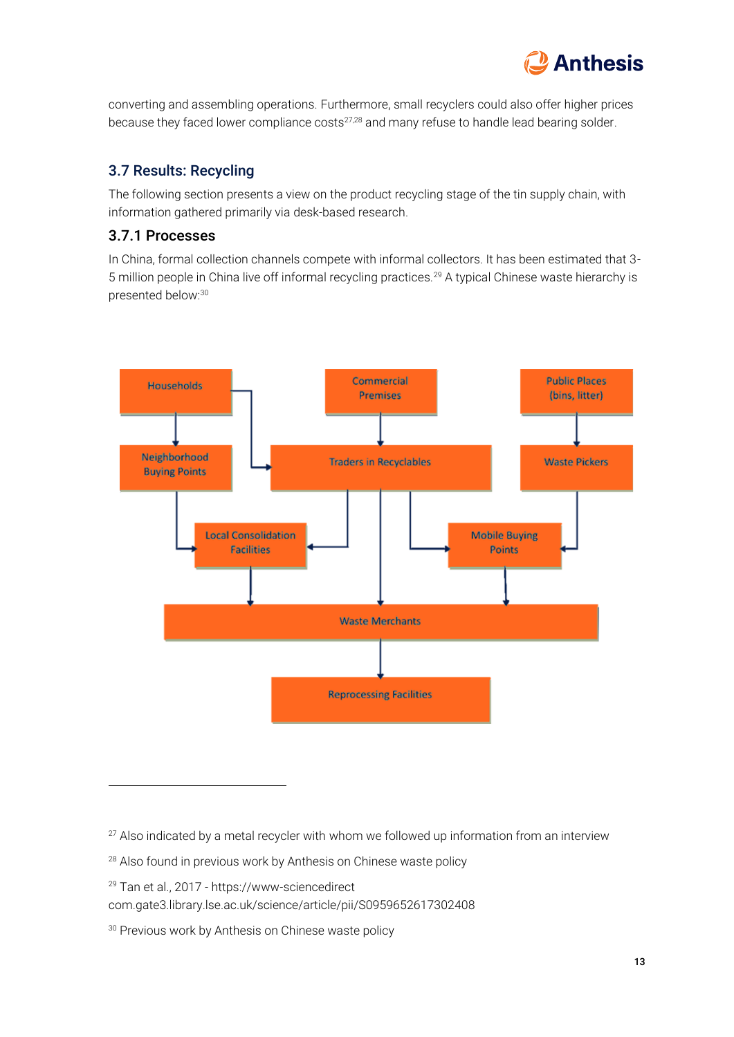converting and assembling operations. Furthermore, small recyclers could also offer higher prices because they faced lower compliance costs[27,28] and many refuse to handle lead bearing solder.

## 3.7 Results: Recycling

The following section presents a view on the product recycling stage of the tin supply chain, with information gathered primarily via desk-based research.

### 3.7.1 Processes

In China, formal collection channels compete with informal collectors. It has been estimated that 3-5 million people in China live off informal recycling practices.[29] A typical Chinese waste hierarchy is presented below:[30]

Households | Commercial Premises | Public Places (bins, litter)

Neighborhood Buying Points | Traders in Recyclables | Waste Pickers

Local Consolidation Facilities | Mobile Buying Points

Waste Merchants

Reprocessing Facilities

---

[27] Also indicated by a metal recycler with whom we followed up information from an interview

[28] Also found in previous work by Anthesis on Chinese waste policy

[29] Tan et al., 2017 - https://www-sciencedirect com.gate3.library.lse.ac.uk/science/article/pii/S0959652617302408

[30] Previous work by Anthesis on Chinese waste policy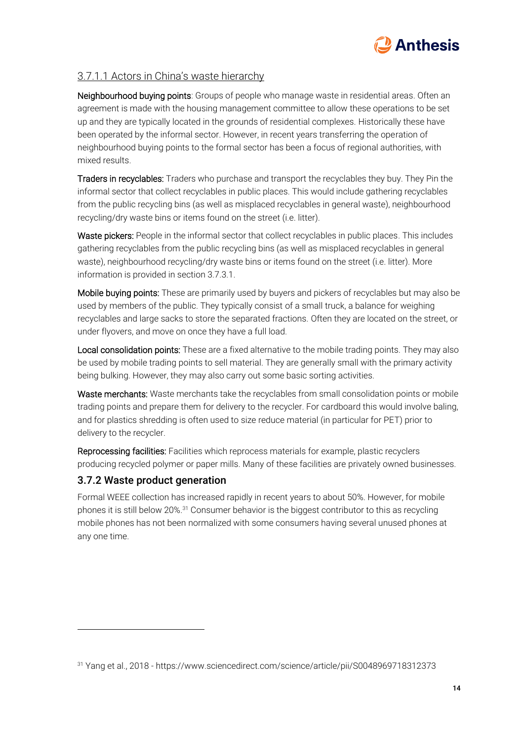#### 3.7.1.1 Actors in China's waste hierarchy

**Neighbourhood buying points**: Groups of people who manage waste in residential areas. Often an agreement is made with the housing management committee to allow these operations to be set up and they are typically located in the grounds of residential complexes. Historically these have been operated by the informal sector. However, in recent years transferring the operation of neighbourhood buying points to the formal sector has been a focus of regional authorities, with mixed results.

**Traders in recyclables:** Traders who purchase and transport the recyclables they buy. They Pin the informal sector that collect recyclables in public places. This would include gathering recyclables from the public recycling bins (as well as misplaced recyclables in general waste), neighbourhood recycling/dry waste bins or items found on the street (i.e. litter).

**Waste pickers:** People in the informal sector that collect recyclables in public places. This includes gathering recyclables from the public recycling bins (as well as misplaced recyclables in general waste), neighbourhood recycling/dry waste bins or items found on the street (i.e. litter). More information is provided in section 3.7.3.1.

**Mobile buying points:** These are primarily used by buyers and pickers of recyclables but may also be used by members of the public. They typically consist of a small truck, a balance for weighing recyclables and large sacks to store the separated fractions. Often they are located on the street, or under flyovers, and move on once they have a full load.

**Local consolidation points:** These are a fixed alternative to the mobile trading points. They may also be used by mobile trading points to sell material. They are generally small with the primary activity being bulking. However, they may also carry out some basic sorting activities.

**Waste merchants:** Waste merchants take the recyclables from small consolidation points or mobile trading points and prepare them for delivery to the recycler. For cardboard this would involve baling, and for plastics shredding is often used to size reduce material (in particular for PET) prior to delivery to the recycler.

**Reprocessing facilities:** Facilities which reprocess materials for example, plastic recyclers producing recycled polymer or paper mills. Many of these facilities are privately owned businesses.

### 3.7.2 Waste product generation

Formal WEEE collection has increased rapidly in recent years to about 50%. However, for mobile phones it is still below 20%.[31] Consumer behavior is the biggest contributor to this as recycling mobile phones has not been normalized with some consumers having several unused phones at any one time.

---

[31] Yang et al., 2018 - https://www.sciencedirect.com/science/article/pii/S0048969718312373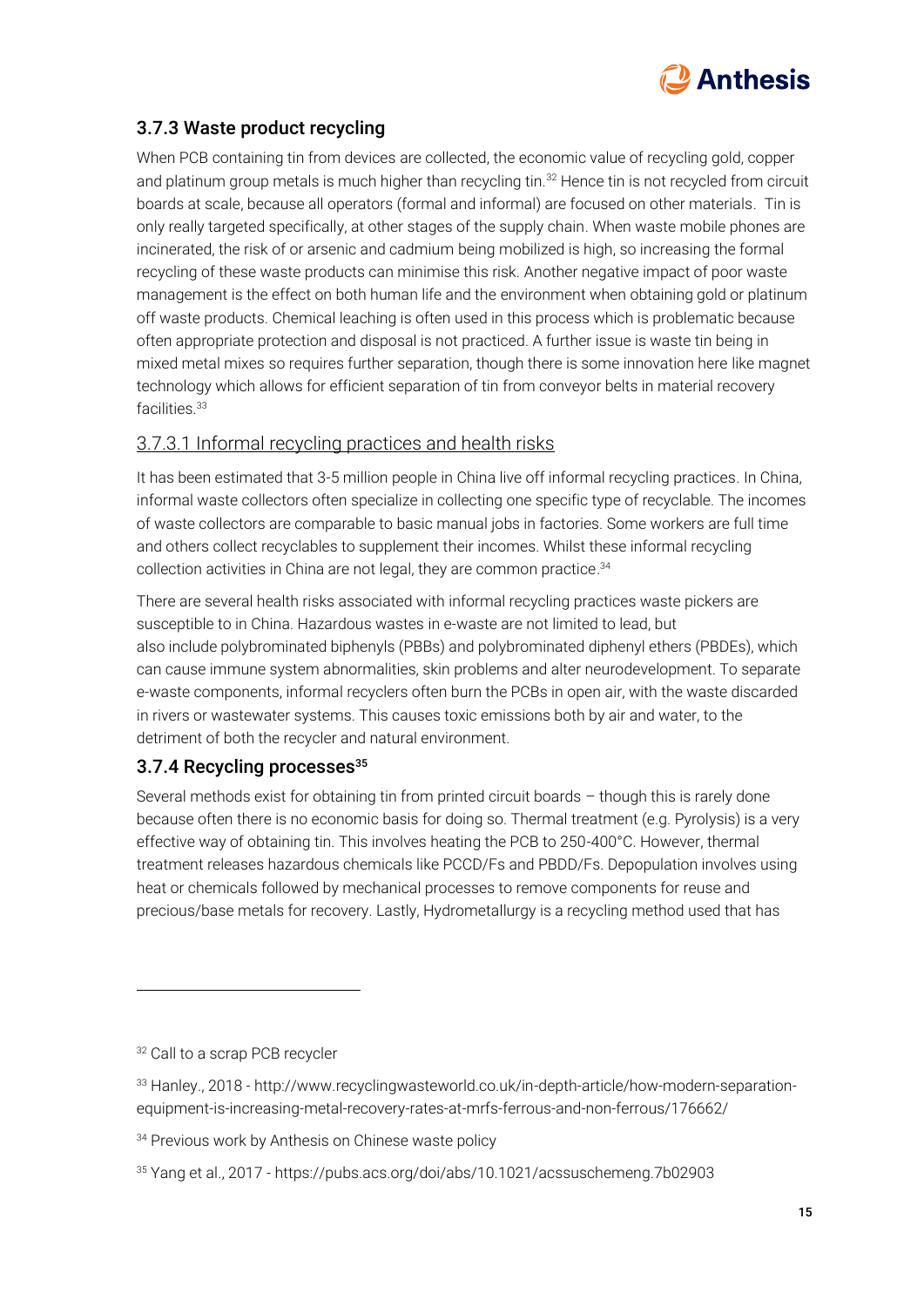### 3.7.3 Waste product recycling

When PCB containing tin from devices are collected, the economic value of recycling gold, copper and platinum group metals is much higher than recycling tin.[32] Hence tin is not recycled from circuit boards at scale, because all operators (formal and informal) are focused on other materials. Tin is only really targeted specifically, at other stages of the supply chain. When waste mobile phones are incinerated, the risk of or arsenic and cadmium being mobilized is high, so increasing the formal recycling of these waste products can minimise this risk. Another negative impact of poor waste management is the effect on both human life and the environment when obtaining gold or platinum off waste products. Chemical leaching is often used in this process which is problematic because often appropriate protection and disposal is not practiced. A further issue is waste tin being in mixed metal mixes so requires further separation, though there is some innovation here like magnet technology which allows for efficient separation of tin from conveyor belts in material recovery facilities.[33]

#### 3.7.3.1 Informal recycling practices and health risks

It has been estimated that 3-5 million people in China live off informal recycling practices. In China, informal waste collectors often specialize in collecting one specific type of recyclable. The incomes of waste collectors are comparable to basic manual jobs in factories. Some workers are full time and others collect recyclables to supplement their incomes. Whilst these informal recycling collection activities in China are not legal, they are common practice.[34]

There are several health risks associated with informal recycling practices waste pickers are susceptible to in China. Hazardous wastes in e-waste are not limited to lead, but also include polybrominated biphenyls (PBBs) and polybrominated diphenyl ethers (PBDEs), which can cause immune system abnormalities, skin problems and alter neurodevelopment. To separate e-waste components, informal recyclers often burn the PCBs in open air, with the waste discarded in rivers or wastewater systems. This causes toxic emissions both by air and water, to the detriment of both the recycler and natural environment.

### 3.7.4 Recycling processes[35]

Several methods exist for obtaining tin from printed circuit boards – though this is rarely done because often there is no economic basis for doing so. Thermal treatment (e.g. Pyrolysis) is a very effective way of obtaining tin. This involves heating the PCB to 250-400°C. However, thermal treatment releases hazardous chemicals like PCCD/Fs and PBDD/Fs. Depopulation involves using heat or chemicals followed by mechanical processes to remove components for reuse and precious/base metals for recovery. Lastly, Hydrometallurgy is a recycling method used that has

---

[32] Call to a scrap PCB recycler

[33] Hanley., 2018 - http://www.recyclingwasteworld.co.uk/in-depth-article/how-modern-separation-equipment-is-increasing-metal-recovery-rates-at-mrfs-ferrous-and-non-ferrous/176662/

[34] Previous work by Anthesis on Chinese waste policy

[35] Yang et al., 2017 - https://pubs.acs.org/doi/abs/10.1021/acssuschemeng.7b02903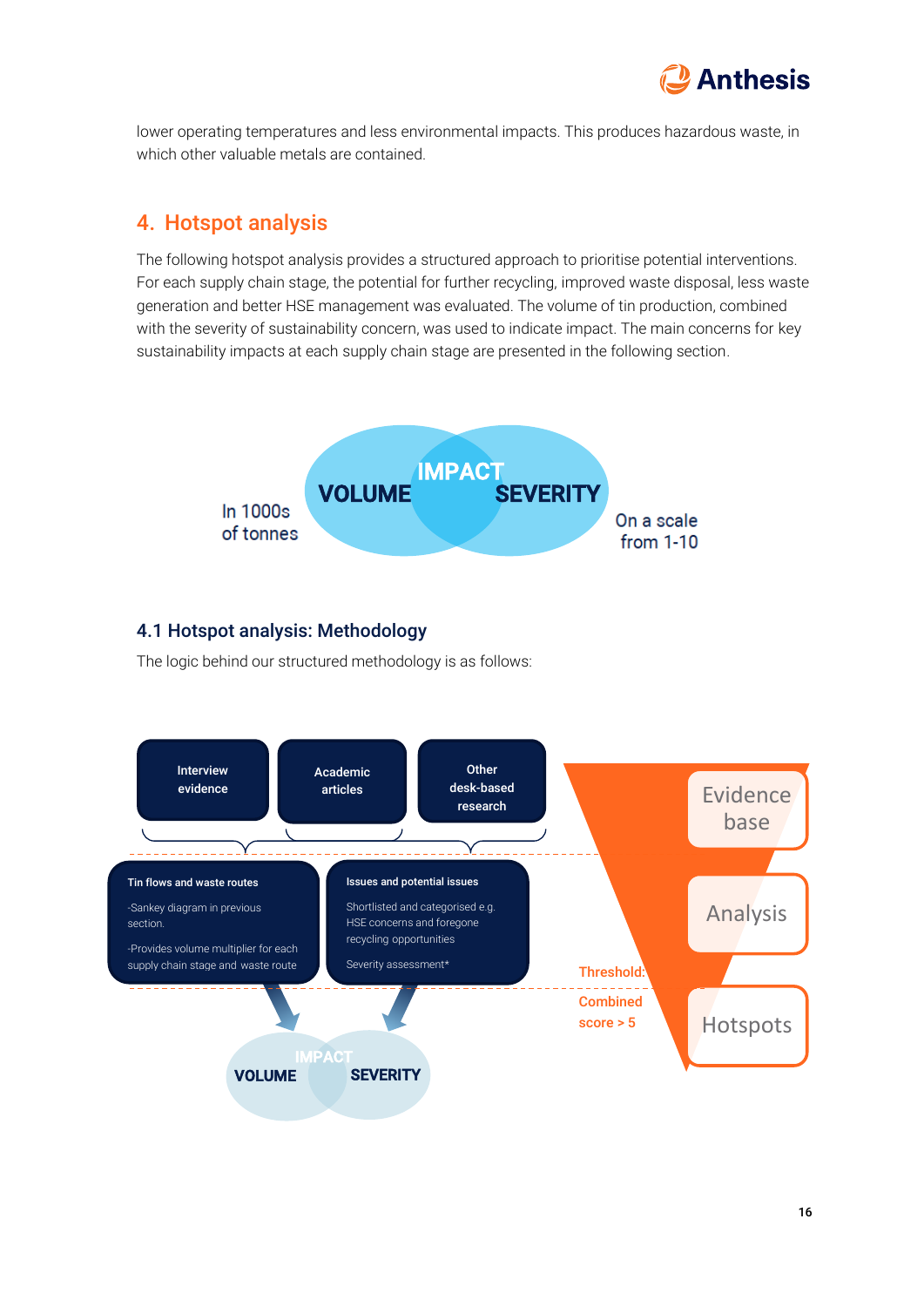lower operating temperatures and less environmental impacts. This produces hazardous waste, in which other valuable metals are contained.

## 4. Hotspot analysis

The following hotspot analysis provides a structured approach to prioritise potential interventions. For each supply chain stage, the potential for further recycling, improved waste disposal, less waste generation and better HSE management was evaluated. The volume of tin production, combined with the severity of sustainability concern, was used to indicate impact. The main concerns for key sustainability impacts at each supply chain stage are presented in the following section.

In 1000s of tonnes — VOLUME — IMPACT — SEVERITY — On a scale from 1-10

### 4.1 Hotspot analysis: Methodology

The logic behind our structured methodology is as follows:

Interview evidence | Academic articles | Other desk-based research

**Tin flows and waste routes**

-Sankey diagram in previous section.

-Provides volume multiplier for each supply chain stage and waste route

**Issues and potential issues**

Shortlisted and categorised e.g. HSE concerns and foregone recycling opportunities

Severity assessment*

VOLUME — IMPACT — SEVERITY

Threshold: Combined score > 5

Evidence base → Analysis → Hotspots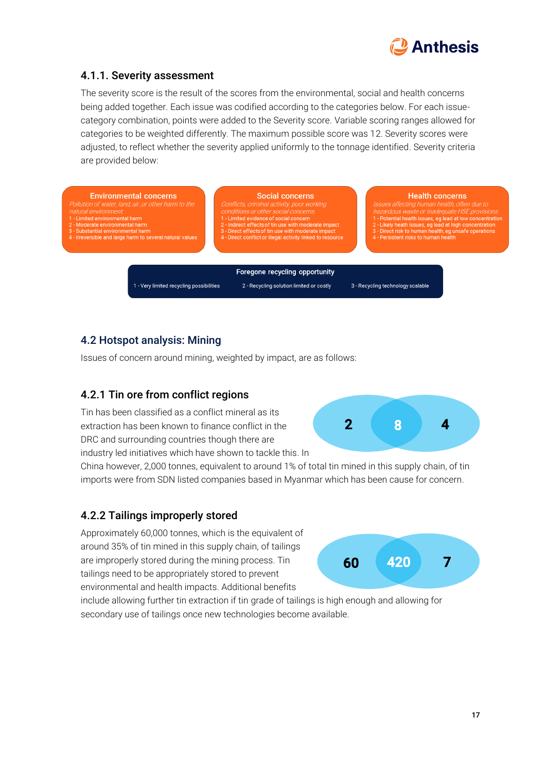### 4.1.1. Severity assessment

The severity score is the result of the scores from the environmental, social and health concerns being added together. Each issue was codified according to the categories below. For each issue-category combination, points were added to the Severity score. Variable scoring ranges allowed for categories to be weighted differently. The maximum possible score was 12. Severity scores were adjusted, to reflect whether the severity applied uniformly to the tonnage identified. Severity criteria are provided below:

**Environmental concerns**
*Pollution of water, land, air, or other harm to the natural environment.*
1 - Limited environmental harm
2 - Moderate environmental harm
3 - Substantial environmental harm
4 - Irreversible and large harm to several natural values

**Social concerns**
*Conflicts, criminal activity, poor working conditions or other social concerns.*
1 - Limited evidence of social concern
2 - Indirect effects of tin use with moderate impact
3 - Direct effects of tin use with moderate impact
4 - Direct conflict or illegal activity linked to resource

**Health concerns**
*Issues affecting human health, often due to hazardous waste or inadequate HSE provisions.*
1 - Potential health issues, eg lead at low concentration
2 - Likely health issues, eg lead at high concentration
3 - Direct risk to human health, eg unsafe operations
4 - Persistent risks to human health

**Foregone recycling opportunity**
1 - Very limited recycling possibilities
2 - Recycling solution limited or costly
3 - Recycling technology scalable

## 4.2 Hotspot analysis: Mining

Issues of concern around mining, weighted by impact, are as follows:

### 4.2.1 Tin ore from conflict regions

2 | 8 | 4

Tin has been classified as a conflict mineral as its extraction has been known to finance conflict in the DRC and surrounding countries though there are industry led initiatives which have shown to tackle this. In China however, 2,000 tonnes, equivalent to around 1% of total tin mined in this supply chain, of tin imports were from SDN listed companies based in Myanmar which has been cause for concern.

### 4.2.2 Tailings improperly stored

60 | 420 | 7

Approximately 60,000 tonnes, which is the equivalent of around 35% of tin mined in this supply chain, of tailings are improperly stored during the mining process. Tin tailings need to be appropriately stored to prevent environmental and health impacts. Additional benefits include allowing further tin extraction if tin grade of tailings is high enough and allowing for secondary use of tailings once new technologies become available.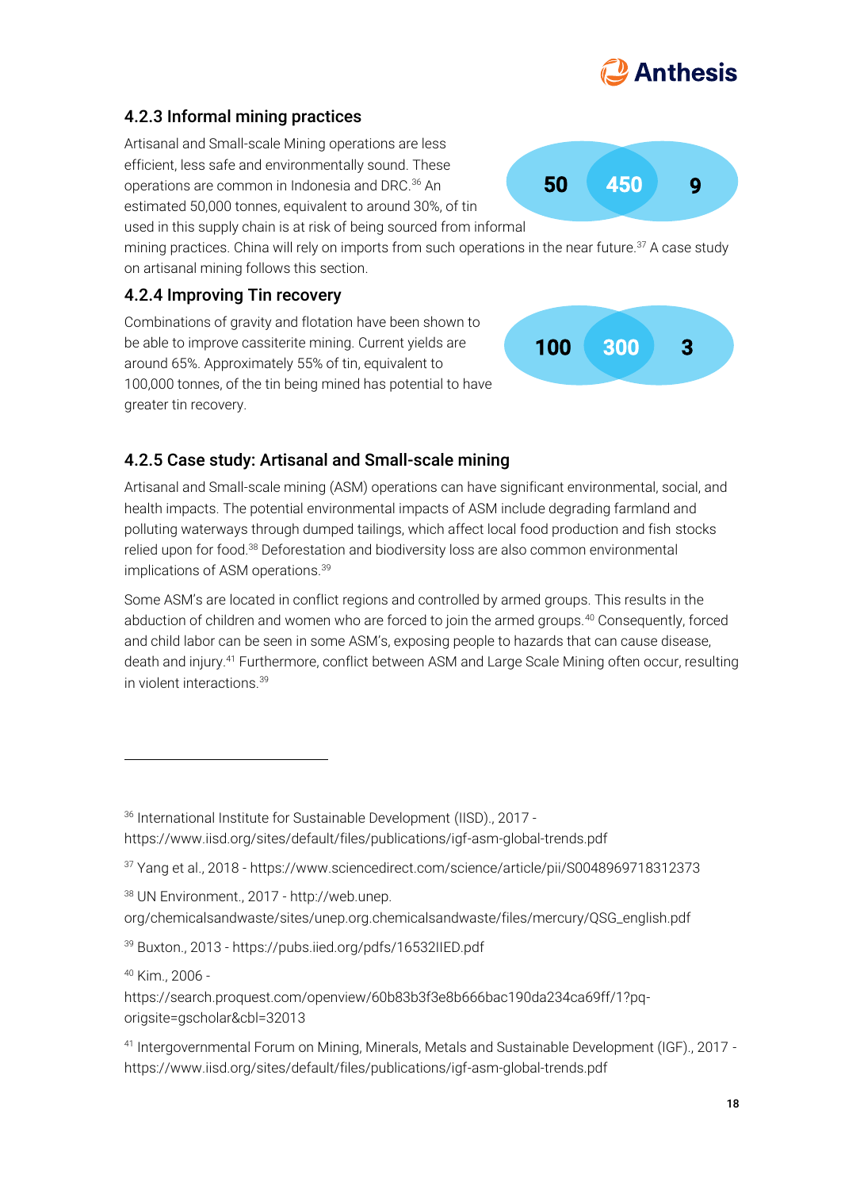### 4.2.3 Informal mining practices

Artisanal and Small-scale Mining operations are less efficient, less safe and environmentally sound. These operations are common in Indonesia and DRC.[36] An estimated 50,000 tonnes, equivalent to around 30%, of tin used in this supply chain is at risk of being sourced from informal mining practices. China will rely on imports from such operations in the near future.[37] A case study on artisanal mining follows this section.

50 | 450 | 9

### 4.2.4 Improving Tin recovery

Combinations of gravity and flotation have been shown to be able to improve cassiterite mining. Current yields are around 65%. Approximately 55% of tin, equivalent to 100,000 tonnes, of the tin being mined has potential to have greater tin recovery.

100 | 300 | 3

### 4.2.5 Case study: Artisanal and Small-scale mining

Artisanal and Small-scale mining (ASM) operations can have significant environmental, social, and health impacts. The potential environmental impacts of ASM include degrading farmland and polluting waterways through dumped tailings, which affect local food production and fish stocks relied upon for food.[38] Deforestation and biodiversity loss are also common environmental implications of ASM operations.[39]

Some ASM's are located in conflict regions and controlled by armed groups. This results in the abduction of children and women who are forced to join the armed groups.[40] Consequently, forced and child labor can be seen in some ASM's, exposing people to hazards that can cause disease, death and injury.[41] Furthermore, conflict between ASM and Large Scale Mining often occur, resulting in violent interactions.[39]

---

[36] International Institute for Sustainable Development (IISD)., 2017 - https://www.iisd.org/sites/default/files/publications/igf-asm-global-trends.pdf

[37] Yang et al., 2018 - https://www.sciencedirect.com/science/article/pii/S0048969718312373

[38] UN Environment., 2017 - http://web.unep.org/chemicalsandwaste/sites/unep.org.chemicalsandwaste/files/mercury/QSG_english.pdf

[39] Buxton., 2013 - https://pubs.iied.org/pdfs/16532IIED.pdf

[40] Kim., 2006 - https://search.proquest.com/openview/60b83b3f3e8b666bac190da234ca69ff/1?pq-origsite=gscholar&cbl=32013

[41] Intergovernmental Forum on Mining, Minerals, Metals and Sustainable Development (IGF)., 2017 - https://www.iisd.org/sites/default/files/publications/igf-asm-global-trends.pdf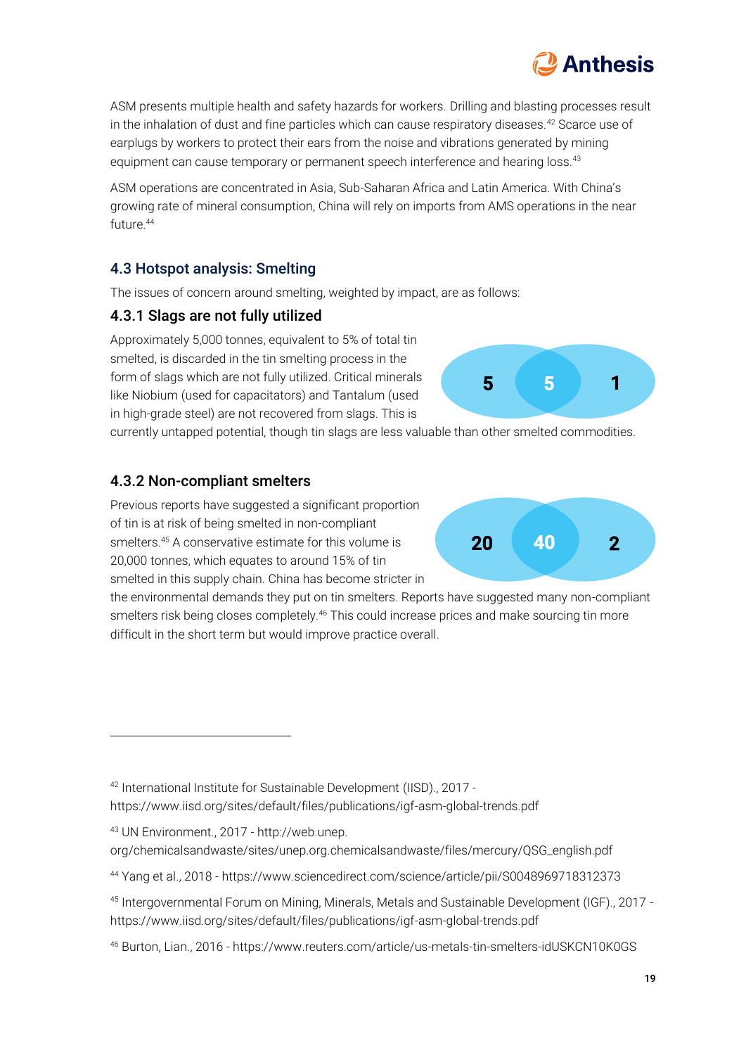ASM presents multiple health and safety hazards for workers. Drilling and blasting processes result in the inhalation of dust and fine particles which can cause respiratory diseases.[42] Scarce use of earplugs by workers to protect their ears from the noise and vibrations generated by mining equipment can cause temporary or permanent speech interference and hearing loss.[43]

ASM operations are concentrated in Asia, Sub-Saharan Africa and Latin America. With China's growing rate of mineral consumption, China will rely on imports from AMS operations in the near future.[44]

### 4.3 Hotspot analysis: Smelting

The issues of concern around smelting, weighted by impact, are as follows:

#### 4.3.1 Slags are not fully utilized

5 | 5 | 1

Approximately 5,000 tonnes, equivalent to 5% of total tin smelted, is discarded in the tin smelting process in the form of slags which are not fully utilized. Critical minerals like Niobium (used for capacitators) and Tantalum (used in high-grade steel) are not recovered from slags. This is currently untapped potential, though tin slags are less valuable than other smelted commodities.

#### 4.3.2 Non-compliant smelters

20 | 40 | 2

Previous reports have suggested a significant proportion of tin is at risk of being smelted in non-compliant smelters.[45] A conservative estimate for this volume is 20,000 tonnes, which equates to around 15% of tin smelted in this supply chain. China has become stricter in the environmental demands they put on tin smelters. Reports have suggested many non-compliant smelters risk being closes completely.[46] This could increase prices and make sourcing tin more difficult in the short term but would improve practice overall.

---

[42] International Institute for Sustainable Development (IISD)., 2017 - https://www.iisd.org/sites/default/files/publications/igf-asm-global-trends.pdf

[43] UN Environment., 2017 - http://web.unep. org/chemicalsandwaste/sites/unep.org.chemicalsandwaste/files/mercury/QSG_english.pdf

[44] Yang et al., 2018 - https://www.sciencedirect.com/science/article/pii/S0048969718312373

[45] Intergovernmental Forum on Mining, Minerals, Metals and Sustainable Development (IGF)., 2017 - https://www.iisd.org/sites/default/files/publications/igf-asm-global-trends.pdf

[46] Burton, Lian., 2016 - https://www.reuters.com/article/us-metals-tin-smelters-idUSKCN10K0GS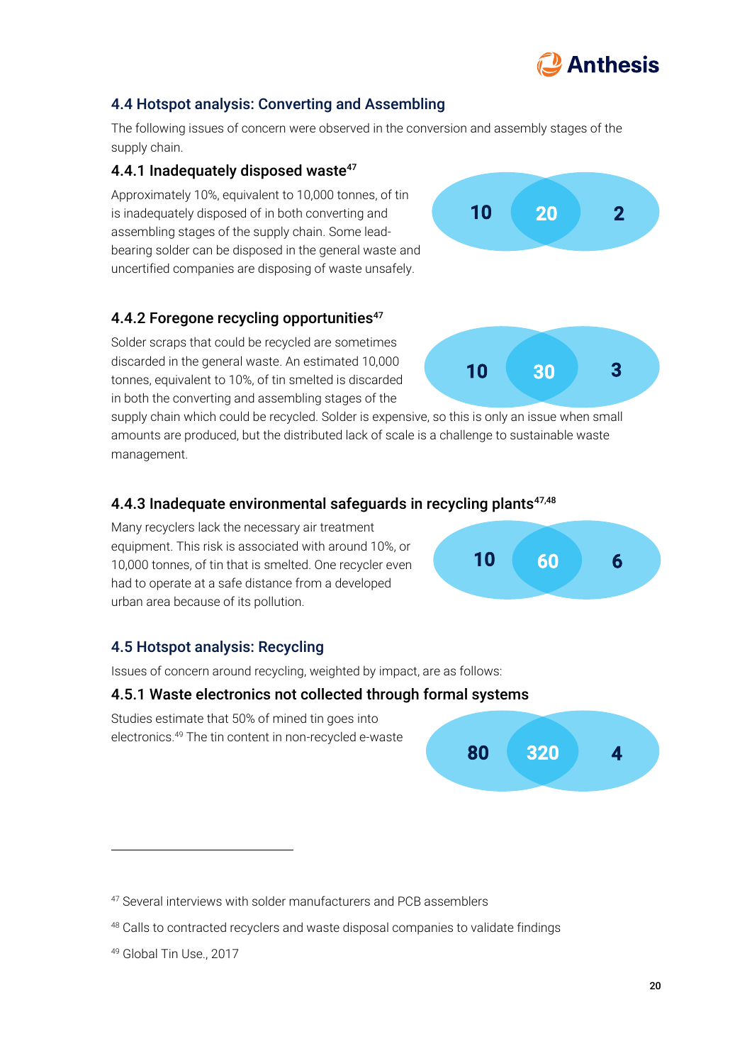## 4.4 Hotspot analysis: Converting and Assembling

The following issues of concern were observed in the conversion and assembly stages of the supply chain.

### 4.4.1 Inadequately disposed waste[47]

Approximately 10%, equivalent to 10,000 tonnes, of tin is inadequately disposed of in both converting and assembling stages of the supply chain. Some lead-bearing solder can be disposed in the general waste and uncertified companies are disposing of waste unsafely.

10 | 20 | 2

### 4.4.2 Foregone recycling opportunities[47]

Solder scraps that could be recycled are sometimes discarded in the general waste. An estimated 10,000 tonnes, equivalent to 10%, of tin smelted is discarded in both the converting and assembling stages of the supply chain which could be recycled. Solder is expensive, so this is only an issue when small amounts are produced, but the distributed lack of scale is a challenge to sustainable waste management.

10 | 30 | 3

### 4.4.3 Inadequate environmental safeguards in recycling plants[47,48]

Many recyclers lack the necessary air treatment equipment. This risk is associated with around 10%, or 10,000 tonnes, of tin that is smelted. One recycler even had to operate at a safe distance from a developed urban area because of its pollution.

10 | 60 | 6

## 4.5 Hotspot analysis: Recycling

Issues of concern around recycling, weighted by impact, are as follows:

### 4.5.1 Waste electronics not collected through formal systems

Studies estimate that 50% of mined tin goes into electronics.[49] The tin content in non-recycled e-waste

80 | 320 | 4

---

[47] Several interviews with solder manufacturers and PCB assemblers

[48] Calls to contracted recyclers and waste disposal companies to validate findings

[49] Global Tin Use., 2017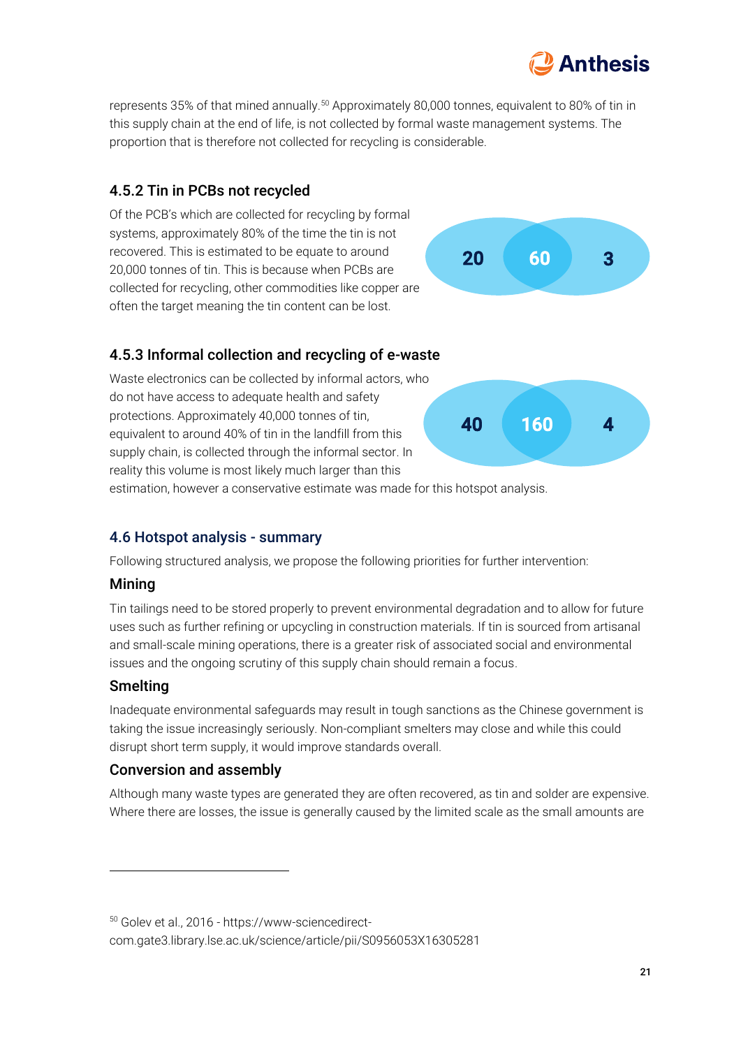represents 35% of that mined annually.[50] Approximately 80,000 tonnes, equivalent to 80% of tin in this supply chain at the end of life, is not collected by formal waste management systems. The proportion that is therefore not collected for recycling is considerable.

### 4.5.2 Tin in PCBs not recycled

Of the PCB's which are collected for recycling by formal systems, approximately 80% of the time the tin is not recovered. This is estimated to be equate to around 20,000 tonnes of tin. This is because when PCBs are collected for recycling, other commodities like copper are often the target meaning the tin content can be lost.

20 60 3

### 4.5.3 Informal collection and recycling of e-waste

Waste electronics can be collected by informal actors, who do not have access to adequate health and safety protections. Approximately 40,000 tonnes of tin, equivalent to around 40% of tin in the landfill from this supply chain, is collected through the informal sector. In reality this volume is most likely much larger than this estimation, however a conservative estimate was made for this hotspot analysis.

40 160 4

## 4.6 Hotspot analysis - summary

Following structured analysis, we propose the following priorities for further intervention:

### Mining

Tin tailings need to be stored properly to prevent environmental degradation and to allow for future uses such as further refining or upcycling in construction materials. If tin is sourced from artisanal and small-scale mining operations, there is a greater risk of associated social and environmental issues and the ongoing scrutiny of this supply chain should remain a focus.

### Smelting

Inadequate environmental safeguards may result in tough sanctions as the Chinese government is taking the issue increasingly seriously. Non-compliant smelters may close and while this could disrupt short term supply, it would improve standards overall.

### Conversion and assembly

Although many waste types are generated they are often recovered, as tin and solder are expensive. Where there are losses, the issue is generally caused by the limited scale as the small amounts are

---

[50] Golev et al., 2016 - https://www-sciencedirect-com.gate3.library.lse.ac.uk/science/article/pii/S0956053X16305281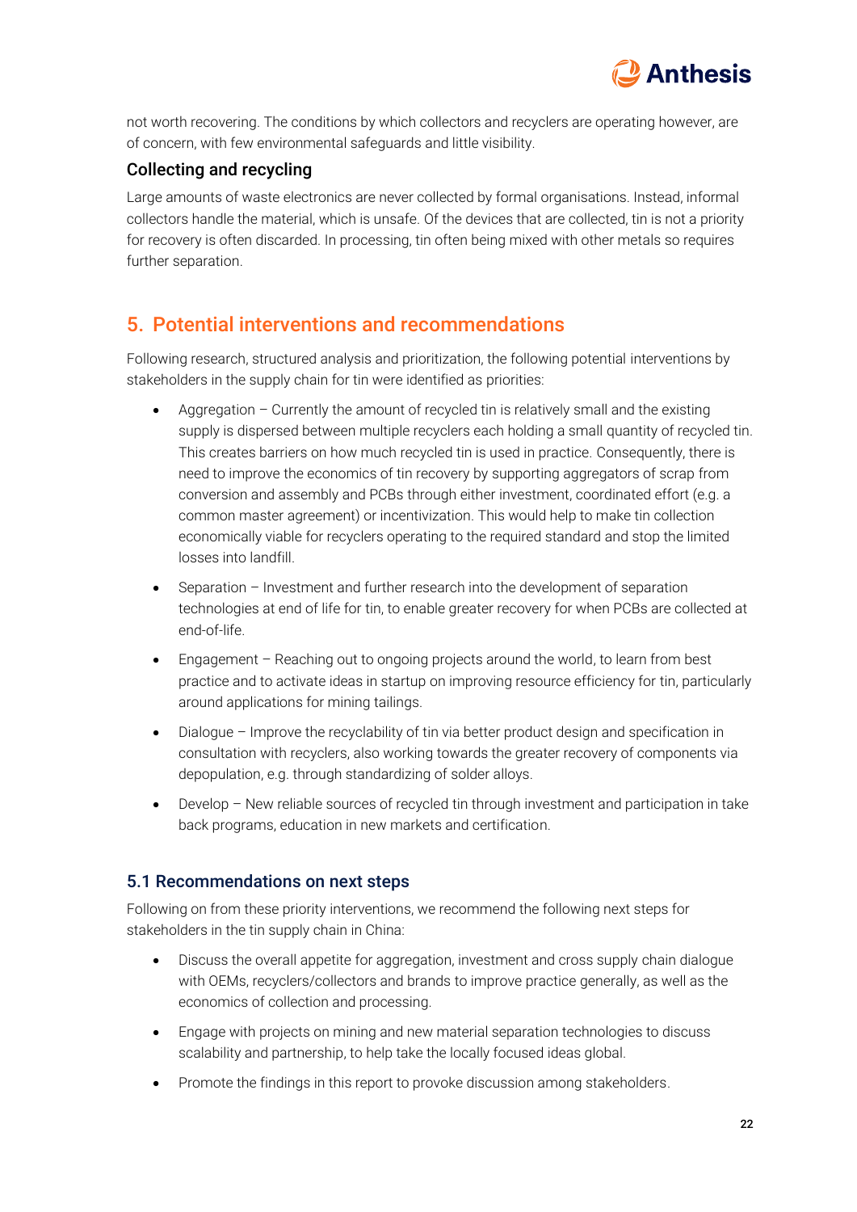not worth recovering. The conditions by which collectors and recyclers are operating however, are of concern, with few environmental safeguards and little visibility.

### Collecting and recycling

Large amounts of waste electronics are never collected by formal organisations. Instead, informal collectors handle the material, which is unsafe. Of the devices that are collected, tin is not a priority for recovery is often discarded. In processing, tin often being mixed with other metals so requires further separation.

## 5. Potential interventions and recommendations

Following research, structured analysis and prioritization, the following potential interventions by stakeholders in the supply chain for tin were identified as priorities:

- Aggregation – Currently the amount of recycled tin is relatively small and the existing supply is dispersed between multiple recyclers each holding a small quantity of recycled tin. This creates barriers on how much recycled tin is used in practice. Consequently, there is need to improve the economics of tin recovery by supporting aggregators of scrap from conversion and assembly and PCBs through either investment, coordinated effort (e.g. a common master agreement) or incentivization. This would help to make tin collection economically viable for recyclers operating to the required standard and stop the limited losses into landfill.
- Separation – Investment and further research into the development of separation technologies at end of life for tin, to enable greater recovery for when PCBs are collected at end-of-life.
- Engagement – Reaching out to ongoing projects around the world, to learn from best practice and to activate ideas in startup on improving resource efficiency for tin, particularly around applications for mining tailings.
- Dialogue – Improve the recyclability of tin via better product design and specification in consultation with recyclers, also working towards the greater recovery of components via depopulation, e.g. through standardizing of solder alloys.
- Develop – New reliable sources of recycled tin through investment and participation in take back programs, education in new markets and certification.

### 5.1 Recommendations on next steps

Following on from these priority interventions, we recommend the following next steps for stakeholders in the tin supply chain in China:

- Discuss the overall appetite for aggregation, investment and cross supply chain dialogue with OEMs, recyclers/collectors and brands to improve practice generally, as well as the economics of collection and processing.
- Engage with projects on mining and new material separation technologies to discuss scalability and partnership, to help take the locally focused ideas global.
- Promote the findings in this report to provoke discussion among stakeholders.